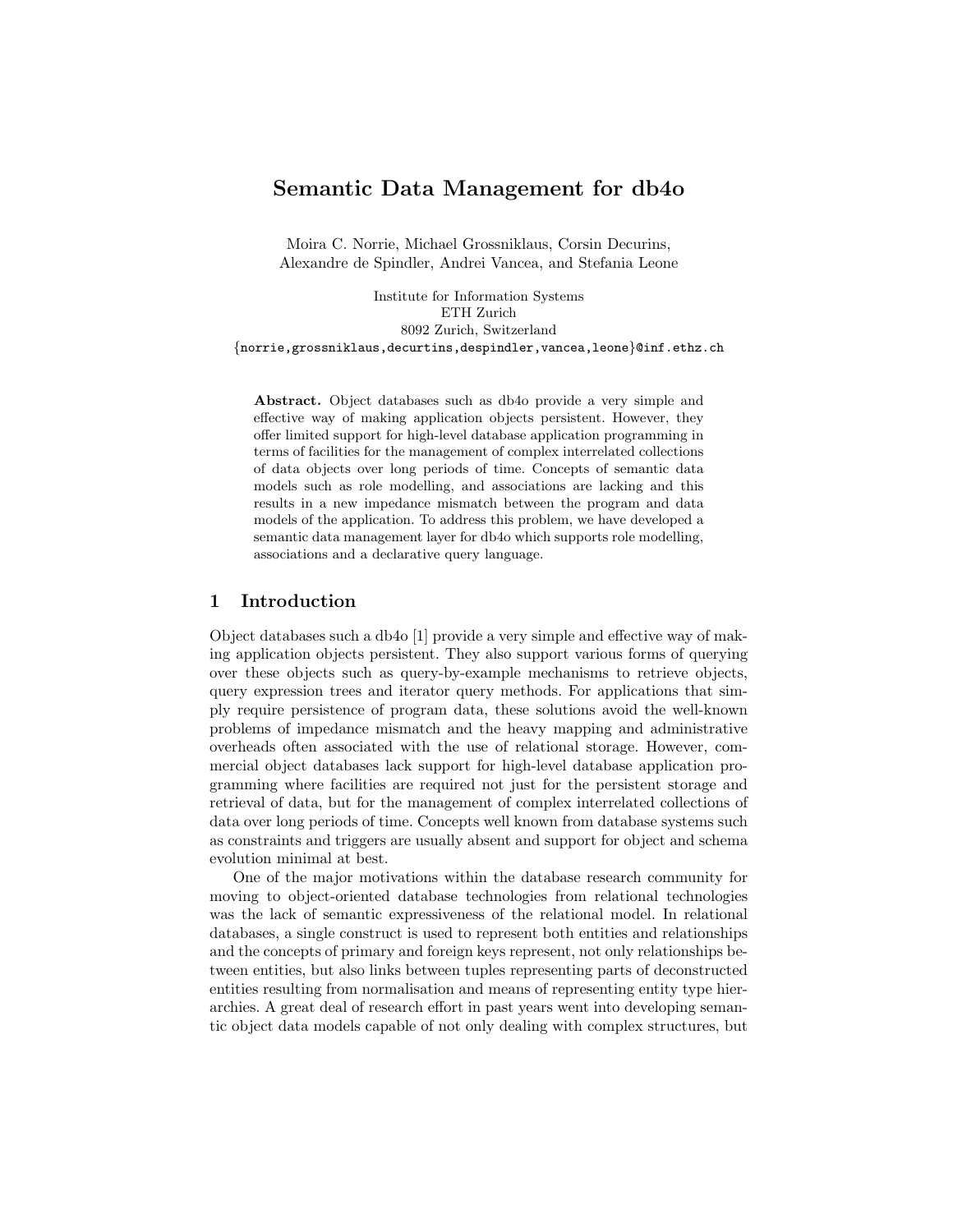# Semantic Data Management for db4o

Moira C. Norrie, Michael Grossniklaus, Corsin Decurins, Alexandre de Spindler, Andrei Vancea, and Stefania Leone

Institute for Information Systems
ETH Zurich
8092 Zurich, Switzerland
{norrie,grossniklaus,decurtins,despindler,vancea,leone}@inf.ethz.ch

**Abstract.** Object databases such as db4o provide a very simple and effective way of making application objects persistent. However, they offer limited support for high-level database application programming in terms of facilities for the management of complex interrelated collections of data objects over long periods of time. Concepts of semantic data models such as role modelling, and associations are lacking and this results in a new impedance mismatch between the program and data models of the application. To address this problem, we have developed a semantic data management layer for db4o which supports role modelling, associations and a declarative query language.

## 1 Introduction

Object databases such a db4o [1] provide a very simple and effective way of making application objects persistent. They also support various forms of querying over these objects such as query-by-example mechanisms to retrieve objects, query expression trees and iterator query methods. For applications that simply require persistence of program data, these solutions avoid the well-known problems of impedance mismatch and the heavy mapping and administrative overheads often associated with the use of relational storage. However, commercial object databases lack support for high-level database application programming where facilities are required not just for the persistent storage and retrieval of data, but for the management of complex interrelated collections of data over long periods of time. Concepts well known from database systems such as constraints and triggers are usually absent and support for object and schema evolution minimal at best.

One of the major motivations within the database research community for moving to object-oriented database technologies from relational technologies was the lack of semantic expressiveness of the relational model. In relational databases, a single construct is used to represent both entities and relationships and the concepts of primary and foreign keys represent, not only relationships between entities, but also links between tuples representing parts of deconstructed entities resulting from normalisation and means of representing entity type hierarchies. A great deal of research effort in past years went into developing semantic object data models capable of not only dealing with complex structures, but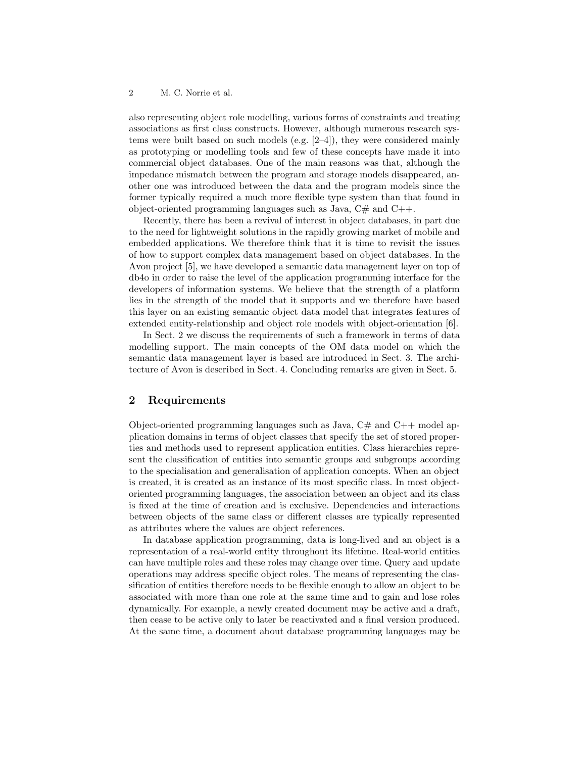also representing object role modelling, various forms of constraints and treating associations as first class constructs. However, although numerous research systems were built based on such models (e.g. [2–4]), they were considered mainly as prototyping or modelling tools and few of these concepts have made it into commercial object databases. One of the main reasons was that, although the impedance mismatch between the program and storage models disappeared, another one was introduced between the data and the program models since the former typically required a much more flexible type system than that found in object-oriented programming languages such as Java, C# and C++.

Recently, there has been a revival of interest in object databases, in part due to the need for lightweight solutions in the rapidly growing market of mobile and embedded applications. We therefore think that it is time to revisit the issues of how to support complex data management based on object databases. In the Avon project [5], we have developed a semantic data management layer on top of db4o in order to raise the level of the application programming interface for the developers of information systems. We believe that the strength of a platform lies in the strength of the model that it supports and we therefore have based this layer on an existing semantic object data model that integrates features of extended entity-relationship and object role models with object-orientation [6].

In Sect. 2 we discuss the requirements of such a framework in terms of data modelling support. The main concepts of the OM data model on which the semantic data management layer is based are introduced in Sect. 3. The architecture of Avon is described in Sect. 4. Concluding remarks are given in Sect. 5.

## 2 Requirements

Object-oriented programming languages such as Java, C# and C++ model application domains in terms of object classes that specify the set of stored properties and methods used to represent application entities. Class hierarchies represent the classification of entities into semantic groups and subgroups according to the specialisation and generalisation of application concepts. When an object is created, it is created as an instance of its most specific class. In most object-oriented programming languages, the association between an object and its class is fixed at the time of creation and is exclusive. Dependencies and interactions between objects of the same class or different classes are typically represented as attributes where the values are object references.

In database application programming, data is long-lived and an object is a representation of a real-world entity throughout its lifetime. Real-world entities can have multiple roles and these roles may change over time. Query and update operations may address specific object roles. The means of representing the classification of entities therefore needs to be flexible enough to allow an object to be associated with more than one role at the same time and to gain and lose roles dynamically. For example, a newly created document may be active and a draft, then cease to be active only to later be reactivated and a final version produced. At the same time, a document about database programming languages may be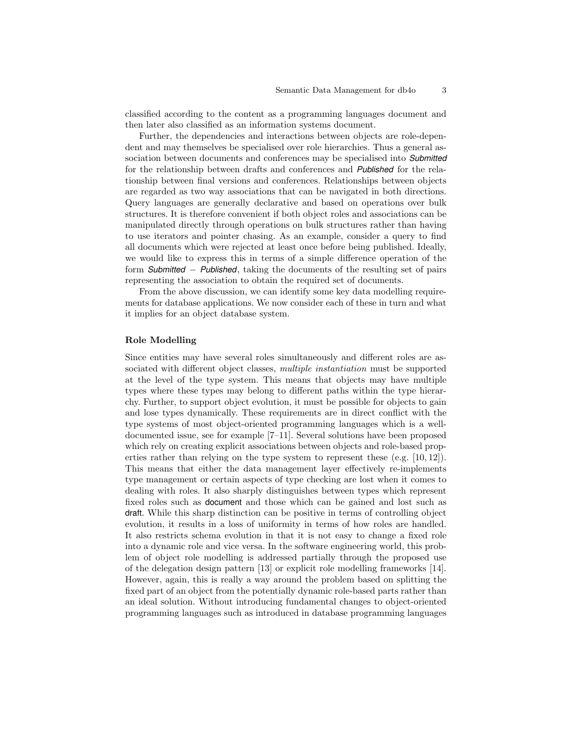classified according to the content as a programming languages document and then later also classified as an information systems document.

Further, the dependencies and interactions between objects are role-dependent and may themselves be specialised over role hierarchies. Thus a general association between documents and conferences may be specialised into ***Submitted*** for the relationship between drafts and conferences and ***Published*** for the relationship between final versions and conferences. Relationships between objects are regarded as two way associations that can be navigated in both directions. Query languages are generally declarative and based on operations over bulk structures. It is therefore convenient if both object roles and associations can be manipulated directly through operations on bulk structures rather than having to use iterators and pointer chasing. As an example, consider a query to find all documents which were rejected at least once before being published. Ideally, we would like to express this in terms of a simple difference operation of the form *Submitted* − *Published*, taking the documents of the resulting set of pairs representing the association to obtain the required set of documents.

From the above discussion, we can identify some key data modelling requirements for database applications. We now consider each of these in turn and what it implies for an object database system.

### Role Modelling

Since entities may have several roles simultaneously and different roles are associated with different object classes, *multiple instantiation* must be supported at the level of the type system. This means that objects may have multiple types where these types may belong to different paths within the type hierarchy. Further, to support object evolution, it must be possible for objects to gain and lose types dynamically. These requirements are in direct conflict with the type systems of most object-oriented programming languages which is a well-documented issue, see for example [7–11]. Several solutions have been proposed which rely on creating explicit associations between objects and role-based properties rather than relying on the type system to represent these (e.g. [10, 12]). This means that either the data management layer effectively re-implements type management or certain aspects of type checking are lost when it comes to dealing with roles. It also sharply distinguishes between types which represent fixed roles such as document and those which can be gained and lost such as draft. While this sharp distinction can be positive in terms of controlling object evolution, it results in a loss of uniformity in terms of how roles are handled. It also restricts schema evolution in that it is not easy to change a fixed role into a dynamic role and vice versa. In the software engineering world, this problem of object role modelling is addressed partially through the proposed use of the delegation design pattern [13] or explicit role modelling frameworks [14]. However, again, this is really a way around the problem based on splitting the fixed part of an object from the potentially dynamic role-based parts rather than an ideal solution. Without introducing fundamental changes to object-oriented programming languages such as introduced in database programming languages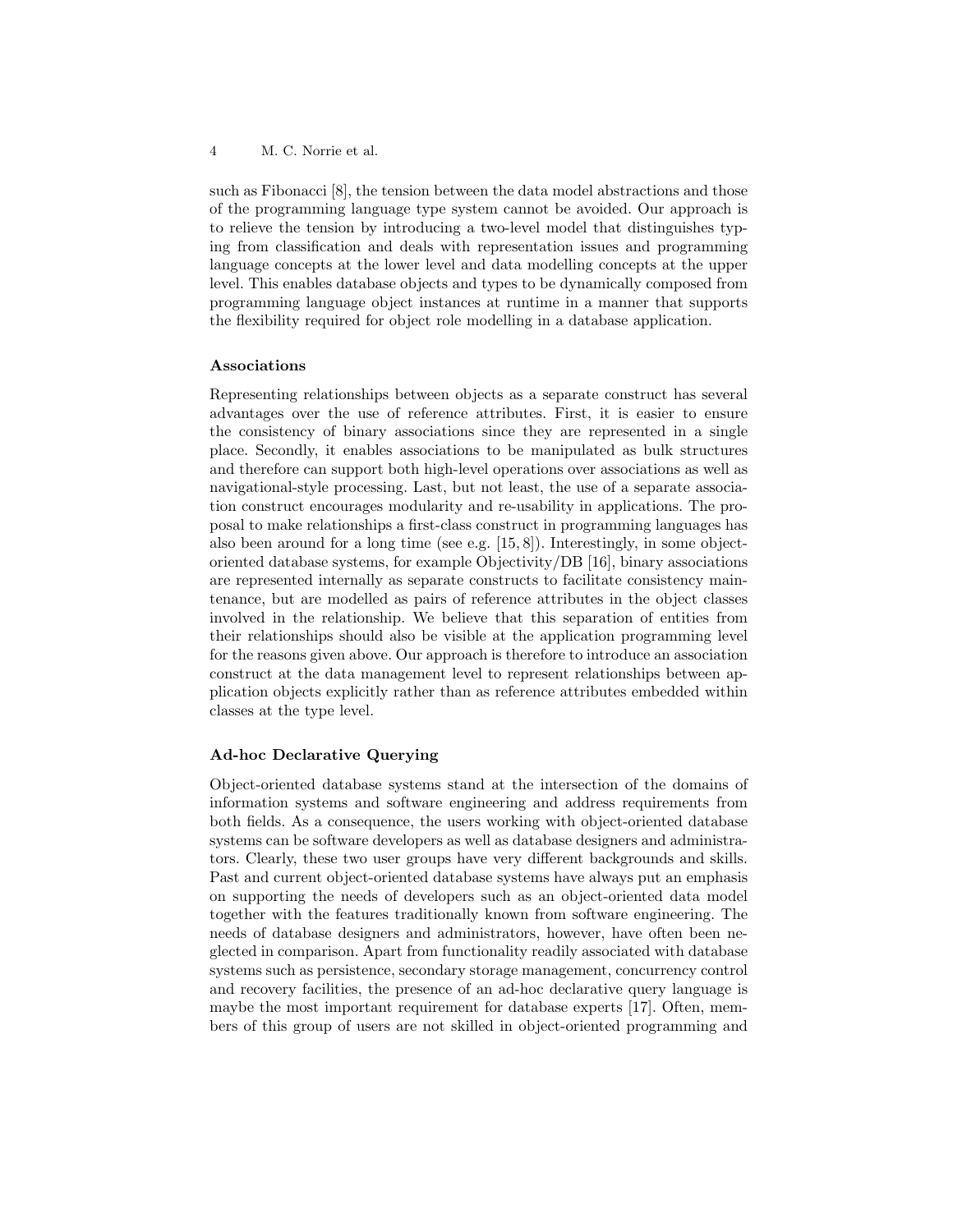such as Fibonacci [8], the tension between the data model abstractions and those of the programming language type system cannot be avoided. Our approach is to relieve the tension by introducing a two-level model that distinguishes typing from classification and deals with representation issues and programming language concepts at the lower level and data modelling concepts at the upper level. This enables database objects and types to be dynamically composed from programming language object instances at runtime in a manner that supports the flexibility required for object role modelling in a database application.

### Associations

Representing relationships between objects as a separate construct has several advantages over the use of reference attributes. First, it is easier to ensure the consistency of binary associations since they are represented in a single place. Secondly, it enables associations to be manipulated as bulk structures and therefore can support both high-level operations over associations as well as navigational-style processing. Last, but not least, the use of a separate association construct encourages modularity and re-usability in applications. The proposal to make relationships a first-class construct in programming languages has also been around for a long time (see e.g. [15, 8]). Interestingly, in some object-oriented database systems, for example Objectivity/DB [16], binary associations are represented internally as separate constructs to facilitate consistency maintenance, but are modelled as pairs of reference attributes in the object classes involved in the relationship. We believe that this separation of entities from their relationships should also be visible at the application programming level for the reasons given above. Our approach is therefore to introduce an association construct at the data management level to represent relationships between application objects explicitly rather than as reference attributes embedded within classes at the type level.

### Ad-hoc Declarative Querying

Object-oriented database systems stand at the intersection of the domains of information systems and software engineering and address requirements from both fields. As a consequence, the users working with object-oriented database systems can be software developers as well as database designers and administrators. Clearly, these two user groups have very different backgrounds and skills. Past and current object-oriented database systems have always put an emphasis on supporting the needs of developers such as an object-oriented data model together with the features traditionally known from software engineering. The needs of database designers and administrators, however, have often been neglected in comparison. Apart from functionality readily associated with database systems such as persistence, secondary storage management, concurrency control and recovery facilities, the presence of an ad-hoc declarative query language is maybe the most important requirement for database experts [17]. Often, members of this group of users are not skilled in object-oriented programming and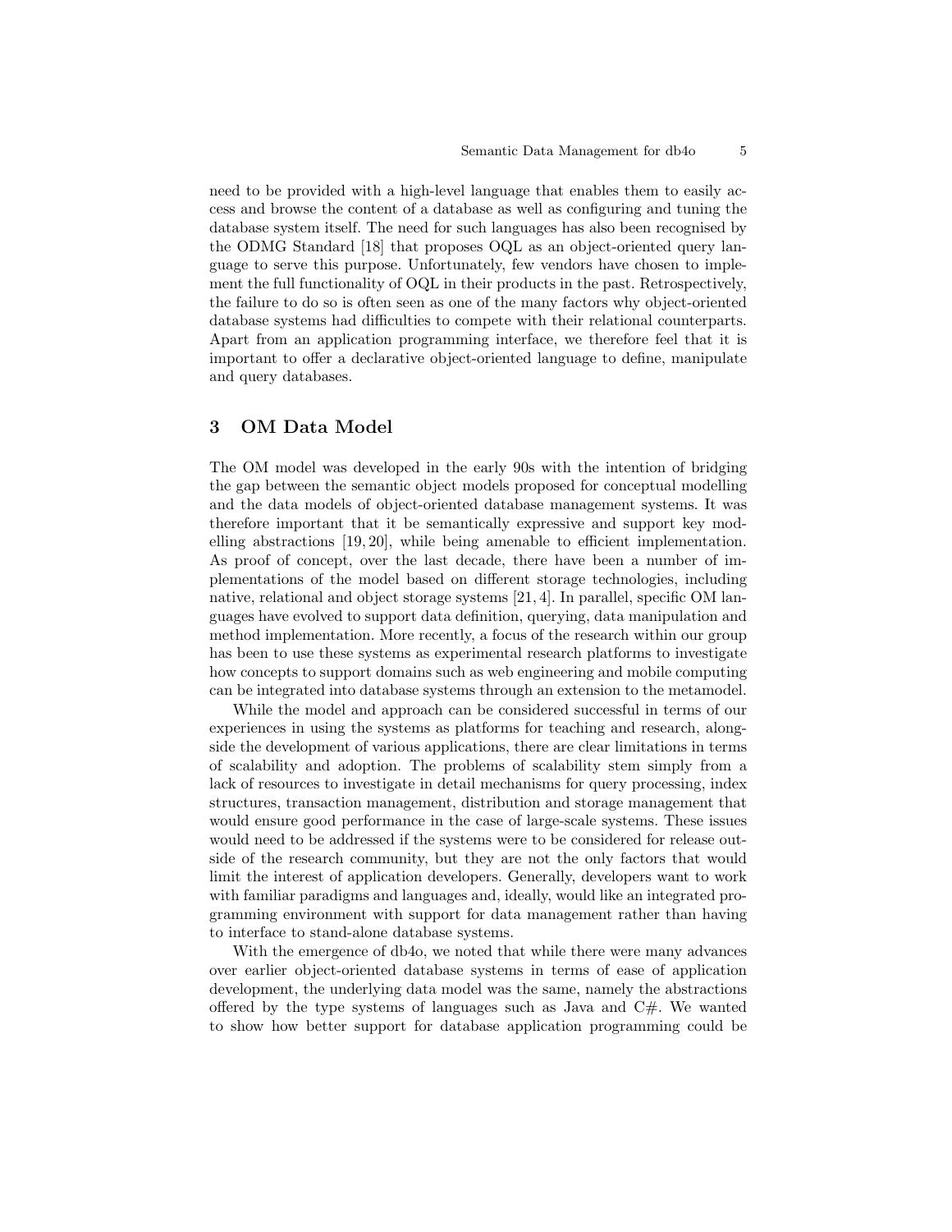need to be provided with a high-level language that enables them to easily access and browse the content of a database as well as configuring and tuning the database system itself. The need for such languages has also been recognised by the ODMG Standard [18] that proposes OQL as an object-oriented query language to serve this purpose. Unfortunately, few vendors have chosen to implement the full functionality of OQL in their products in the past. Retrospectively, the failure to do so is often seen as one of the many factors why object-oriented database systems had difficulties to compete with their relational counterparts. Apart from an application programming interface, we therefore feel that it is important to offer a declarative object-oriented language to define, manipulate and query databases.

## 3 OM Data Model

The OM model was developed in the early 90s with the intention of bridging the gap between the semantic object models proposed for conceptual modelling and the data models of object-oriented database management systems. It was therefore important that it be semantically expressive and support key modelling abstractions [19, 20], while being amenable to efficient implementation. As proof of concept, over the last decade, there have been a number of implementations of the model based on different storage technologies, including native, relational and object storage systems [21, 4]. In parallel, specific OM languages have evolved to support data definition, querying, data manipulation and method implementation. More recently, a focus of the research within our group has been to use these systems as experimental research platforms to investigate how concepts to support domains such as web engineering and mobile computing can be integrated into database systems through an extension to the metamodel.

While the model and approach can be considered successful in terms of our experiences in using the systems as platforms for teaching and research, alongside the development of various applications, there are clear limitations in terms of scalability and adoption. The problems of scalability stem simply from a lack of resources to investigate in detail mechanisms for query processing, index structures, transaction management, distribution and storage management that would ensure good performance in the case of large-scale systems. These issues would need to be addressed if the systems were to be considered for release outside of the research community, but they are not the only factors that would limit the interest of application developers. Generally, developers want to work with familiar paradigms and languages and, ideally, would like an integrated programming environment with support for data management rather than having to interface to stand-alone database systems.

With the emergence of db4o, we noted that while there were many advances over earlier object-oriented database systems in terms of ease of application development, the underlying data model was the same, namely the abstractions offered by the type systems of languages such as Java and C#. We wanted to show how better support for database application programming could be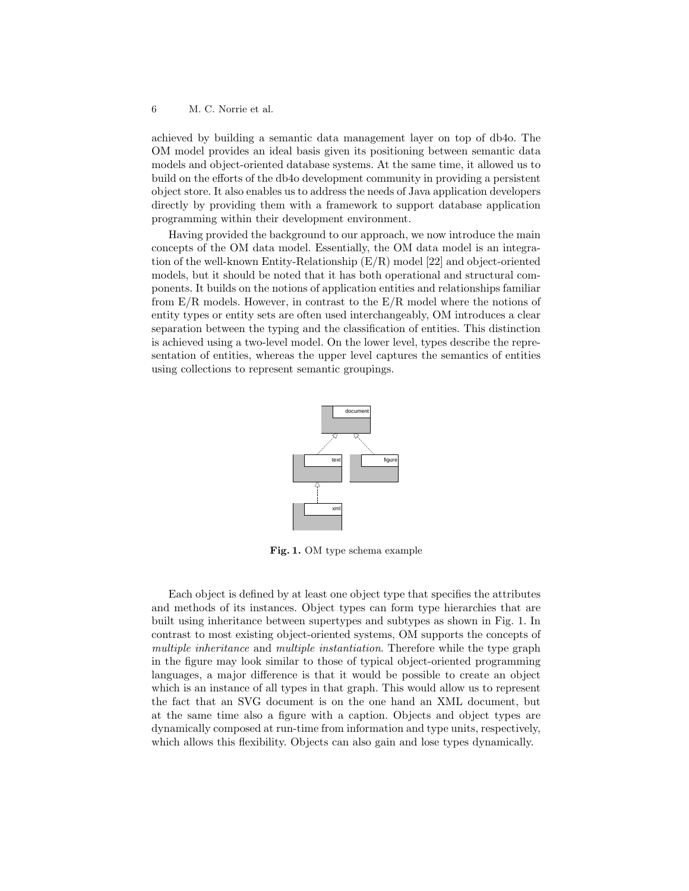achieved by building a semantic data management layer on top of db4o. The OM model provides an ideal basis given its positioning between semantic data models and object-oriented database systems. At the same time, it allowed us to build on the efforts of the db4o development community in providing a persistent object store. It also enables us to address the needs of Java application developers directly by providing them with a framework to support database application programming within their development environment.

Having provided the background to our approach, we now introduce the main concepts of the OM data model. Essentially, the OM data model is an integration of the well-known Entity-Relationship (E/R) model [22] and object-oriented models, but it should be noted that it has both operational and structural components. It builds on the notions of application entities and relationships familiar from E/R models. However, in contrast to the E/R model where the notions of entity types or entity sets are often used interchangeably, OM introduces a clear separation between the typing and the classification of entities. This distinction is achieved using a two-level model. On the lower level, types describe the representation of entities, whereas the upper level captures the semantics of entities using collections to represent semantic groupings.

document

text figure

xml

**Fig. 1.** OM type schema example

Each object is defined by at least one object type that specifies the attributes and methods of its instances. Object types can form type hierarchies that are built using inheritance between supertypes and subtypes as shown in Fig. 1. In contrast to most existing object-oriented systems, OM supports the concepts of *multiple inheritance* and *multiple instantiation*. Therefore while the type graph in the figure may look similar to those of typical object-oriented programming languages, a major difference is that it would be possible to create an object which is an instance of all types in that graph. This would allow us to represent the fact that an SVG document is on the one hand an XML document, but at the same time also a figure with a caption. Objects and object types are dynamically composed at run-time from information and type units, respectively, which allows this flexibility. Objects can also gain and lose types dynamically.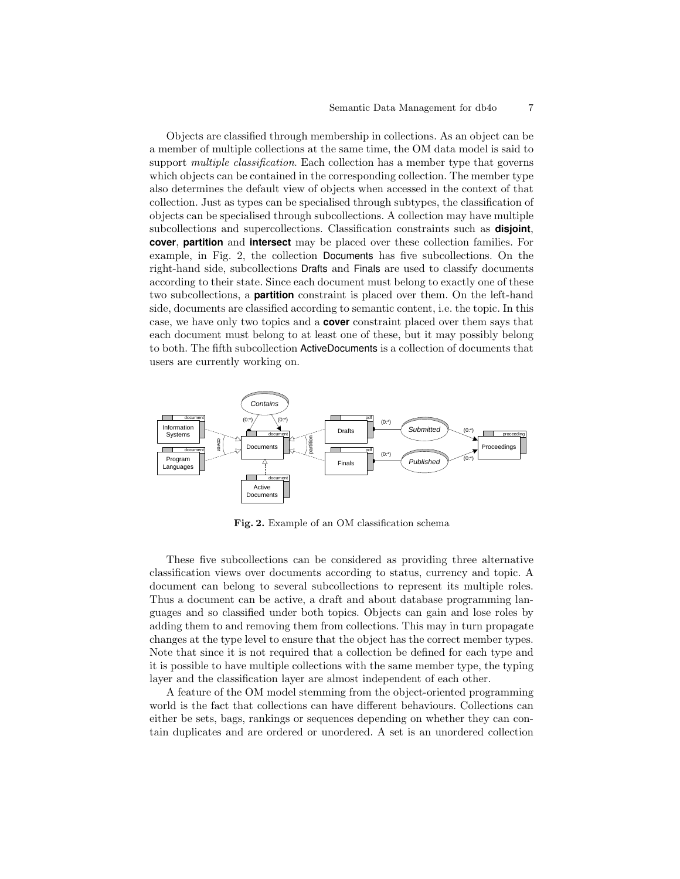Objects are classified through membership in collections. As an object can be a member of multiple collections at the same time, the OM data model is said to support *multiple classification*. Each collection has a member type that governs which objects can be contained in the corresponding collection. The member type also determines the default view of objects when accessed in the context of that collection. Just as types can be specialised through subtypes, the classification of objects can be specialised through subcollections. A collection may have multiple subcollections and supercollections. Classification constraints such as **disjoint**, **cover**, **partition** and **intersect** may be placed over these collection families. For example, in Fig. 2, the collection Documents has five subcollections. On the right-hand side, subcollections Drafts and Finals are used to classify documents according to their state. Since each document must belong to exactly one of these two subcollections, a **partition** constraint is placed over them. On the left-hand side, documents are classified according to semantic content, i.e. the topic. In this case, we have only two topics and a **cover** constraint placed over them says that each document must belong to at least one of these, but it may possibly belong to both. The fifth subcollection ActiveDocuments is a collection of documents that users are currently working on.

**Fig. 2.** Example of an OM classification schema

These five subcollections can be considered as providing three alternative classification views over documents according to status, currency and topic. A document can belong to several subcollections to represent its multiple roles. Thus a document can be active, a draft and about database programming languages and so classified under both topics. Objects can gain and lose roles by adding them to and removing them from collections. This may in turn propagate changes at the type level to ensure that the object has the correct member types. Note that since it is not required that a collection be defined for each type and it is possible to have multiple collections with the same member type, the typing layer and the classification layer are almost independent of each other.

A feature of the OM model stemming from the object-oriented programming world is the fact that collections can have different behaviours. Collections can either be sets, bags, rankings or sequences depending on whether they can contain duplicates and are ordered or unordered. A set is an unordered collection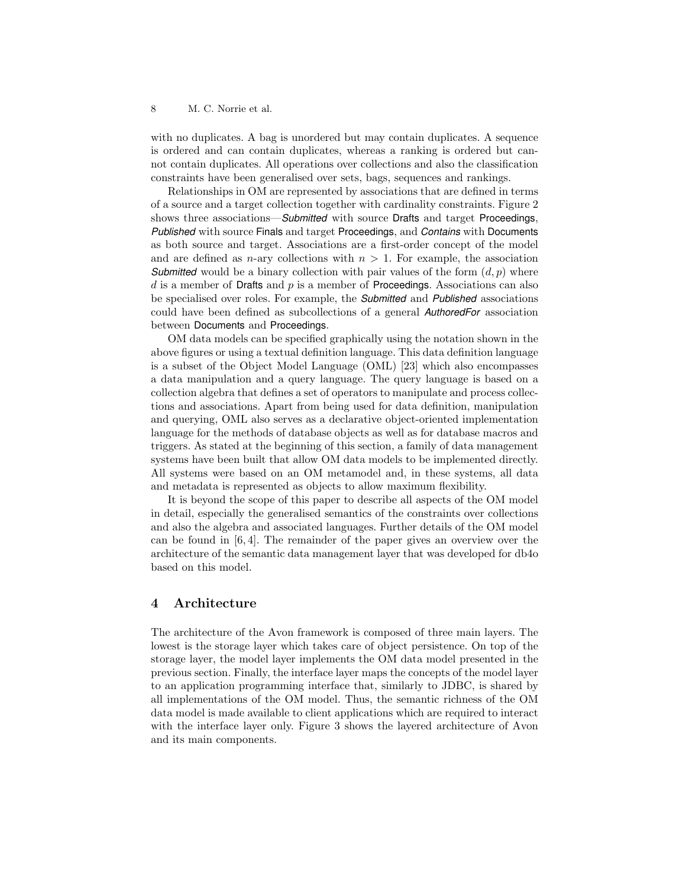with no duplicates. A bag is unordered but may contain duplicates. A sequence is ordered and can contain duplicates, whereas a ranking is ordered but cannot contain duplicates. All operations over collections and also the classification constraints have been generalised over sets, bags, sequences and rankings.

Relationships in OM are represented by associations that are defined in terms of a source and a target collection together with cardinality constraints. Figure 2 shows three associations—*Submitted* with source Drafts and target Proceedings, *Published* with source Finals and target Proceedings, and *Contains* with Documents as both source and target. Associations are a first-order concept of the model and are defined as $n$-ary collections with $n > 1$. For example, the association *Submitted* would be a binary collection with pair values of the form $(d, p)$ where $d$ is a member of Drafts and $p$ is a member of Proceedings. Associations can also be specialised over roles. For example, the *Submitted* and *Published* associations could have been defined as subcollections of a general *AuthoredFor* association between Documents and Proceedings.

OM data models can be specified graphically using the notation shown in the above figures or using a textual definition language. This data definition language is a subset of the Object Model Language (OML) [23] which also encompasses a data manipulation and a query language. The query language is based on a collection algebra that defines a set of operators to manipulate and process collections and associations. Apart from being used for data definition, manipulation and querying, OML also serves as a declarative object-oriented implementation language for the methods of database objects as well as for database macros and triggers. As stated at the beginning of this section, a family of data management systems have been built that allow OM data models to be implemented directly. All systems were based on an OM metamodel and, in these systems, all data and metadata is represented as objects to allow maximum flexibility.

It is beyond the scope of this paper to describe all aspects of the OM model in detail, especially the generalised semantics of the constraints over collections and also the algebra and associated languages. Further details of the OM model can be found in [6, 4]. The remainder of the paper gives an overview over the architecture of the semantic data management layer that was developed for db4o based on this model.

## 4 Architecture

The architecture of the Avon framework is composed of three main layers. The lowest is the storage layer which takes care of object persistence. On top of the storage layer, the model layer implements the OM data model presented in the previous section. Finally, the interface layer maps the concepts of the model layer to an application programming interface that, similarly to JDBC, is shared by all implementations of the OM model. Thus, the semantic richness of the OM data model is made available to client applications which are required to interact with the interface layer only. Figure 3 shows the layered architecture of Avon and its main components.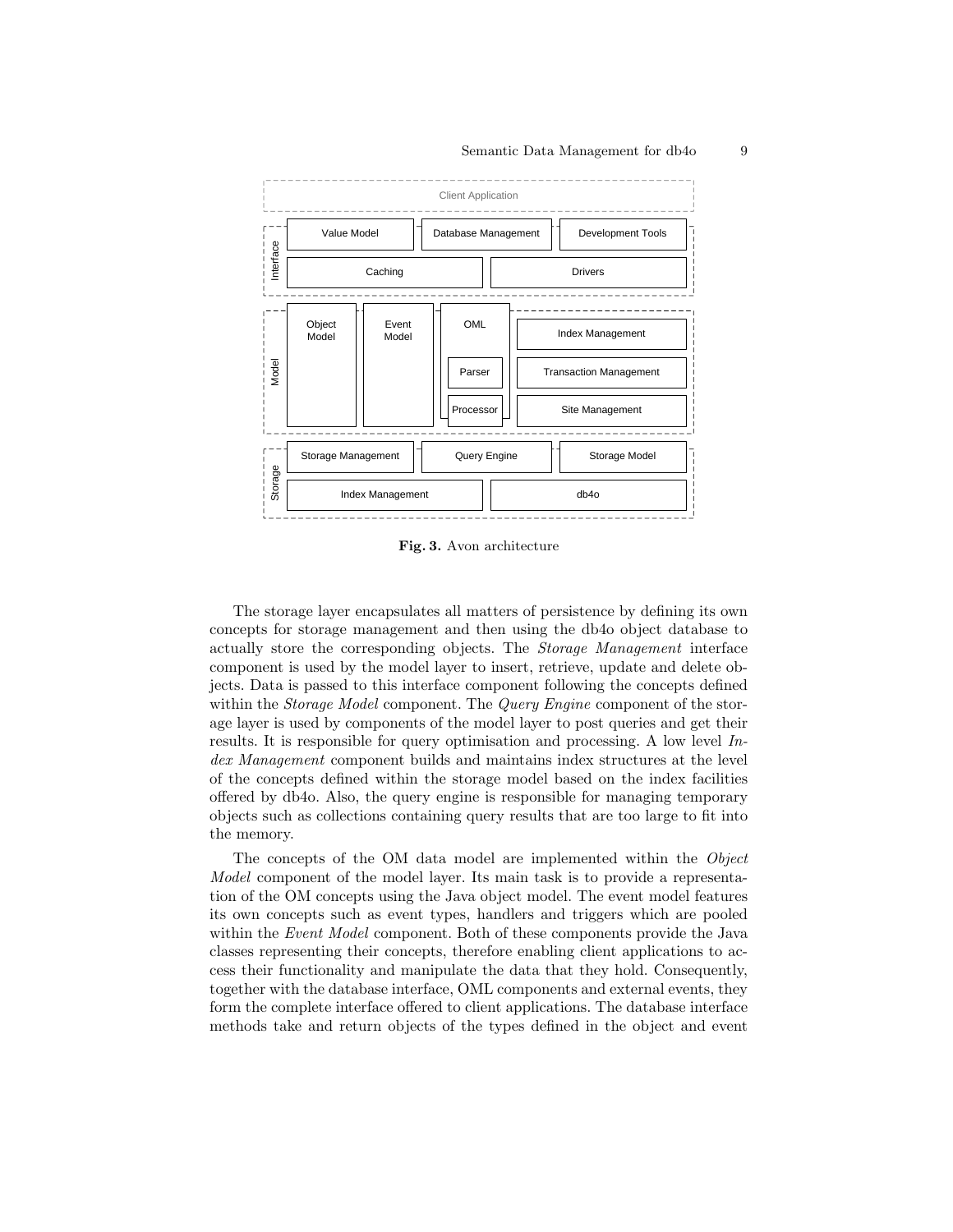Fig. 3. Avon architecture

The storage layer encapsulates all matters of persistence by defining its own concepts for storage management and then using the db4o object database to actually store the corresponding objects. The *Storage Management* interface component is used by the model layer to insert, retrieve, update and delete objects. Data is passed to this interface component following the concepts defined within the *Storage Model* component. The *Query Engine* component of the storage layer is used by components of the model layer to post queries and get their results. It is responsible for query optimisation and processing. A low level *Index Management* component builds and maintains index structures at the level of the concepts defined within the storage model based on the index facilities offered by db4o. Also, the query engine is responsible for managing temporary objects such as collections containing query results that are too large to fit into the memory.

The concepts of the OM data model are implemented within the *Object Model* component of the model layer. Its main task is to provide a representation of the OM concepts using the Java object model. The event model features its own concepts such as event types, handlers and triggers which are pooled within the *Event Model* component. Both of these components provide the Java classes representing their concepts, therefore enabling client applications to access their functionality and manipulate the data that they hold. Consequently, together with the database interface, OML components and external events, they form the complete interface offered to client applications. The database interface methods take and return objects of the types defined in the object and event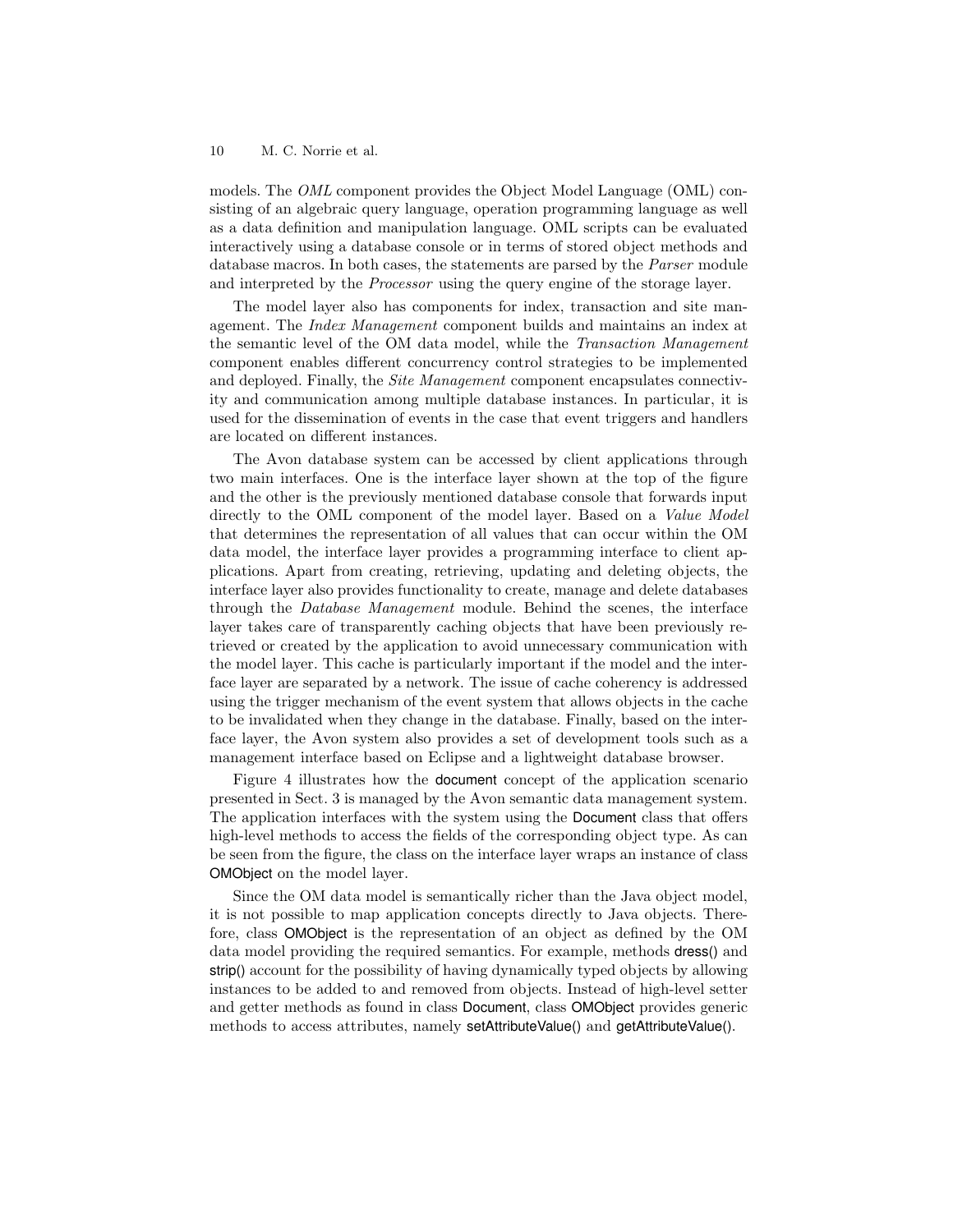models. The *OML* component provides the Object Model Language (OML) consisting of an algebraic query language, operation programming language as well as a data definition and manipulation language. OML scripts can be evaluated interactively using a database console or in terms of stored object methods and database macros. In both cases, the statements are parsed by the *Parser* module and interpreted by the *Processor* using the query engine of the storage layer.

The model layer also has components for index, transaction and site management. The *Index Management* component builds and maintains an index at the semantic level of the OM data model, while the *Transaction Management* component enables different concurrency control strategies to be implemented and deployed. Finally, the *Site Management* component encapsulates connectivity and communication among multiple database instances. In particular, it is used for the dissemination of events in the case that event triggers and handlers are located on different instances.

The Avon database system can be accessed by client applications through two main interfaces. One is the interface layer shown at the top of the figure and the other is the previously mentioned database console that forwards input directly to the OML component of the model layer. Based on a *Value Model* that determines the representation of all values that can occur within the OM data model, the interface layer provides a programming interface to client applications. Apart from creating, retrieving, updating and deleting objects, the interface layer also provides functionality to create, manage and delete databases through the *Database Management* module. Behind the scenes, the interface layer takes care of transparently caching objects that have been previously retrieved or created by the application to avoid unnecessary communication with the model layer. This cache is particularly important if the model and the interface layer are separated by a network. The issue of cache coherency is addressed using the trigger mechanism of the event system that allows objects in the cache to be invalidated when they change in the database. Finally, based on the interface layer, the Avon system also provides a set of development tools such as a management interface based on Eclipse and a lightweight database browser.

Figure 4 illustrates how the document concept of the application scenario presented in Sect. 3 is managed by the Avon semantic data management system. The application interfaces with the system using the Document class that offers high-level methods to access the fields of the corresponding object type. As can be seen from the figure, the class on the interface layer wraps an instance of class OMObject on the model layer.

Since the OM data model is semantically richer than the Java object model, it is not possible to map application concepts directly to Java objects. Therefore, class OMObject is the representation of an object as defined by the OM data model providing the required semantics. For example, methods dress() and strip() account for the possibility of having dynamically typed objects by allowing instances to be added to and removed from objects. Instead of high-level setter and getter methods as found in class Document, class OMObject provides generic methods to access attributes, namely setAttributeValue() and getAttributeValue().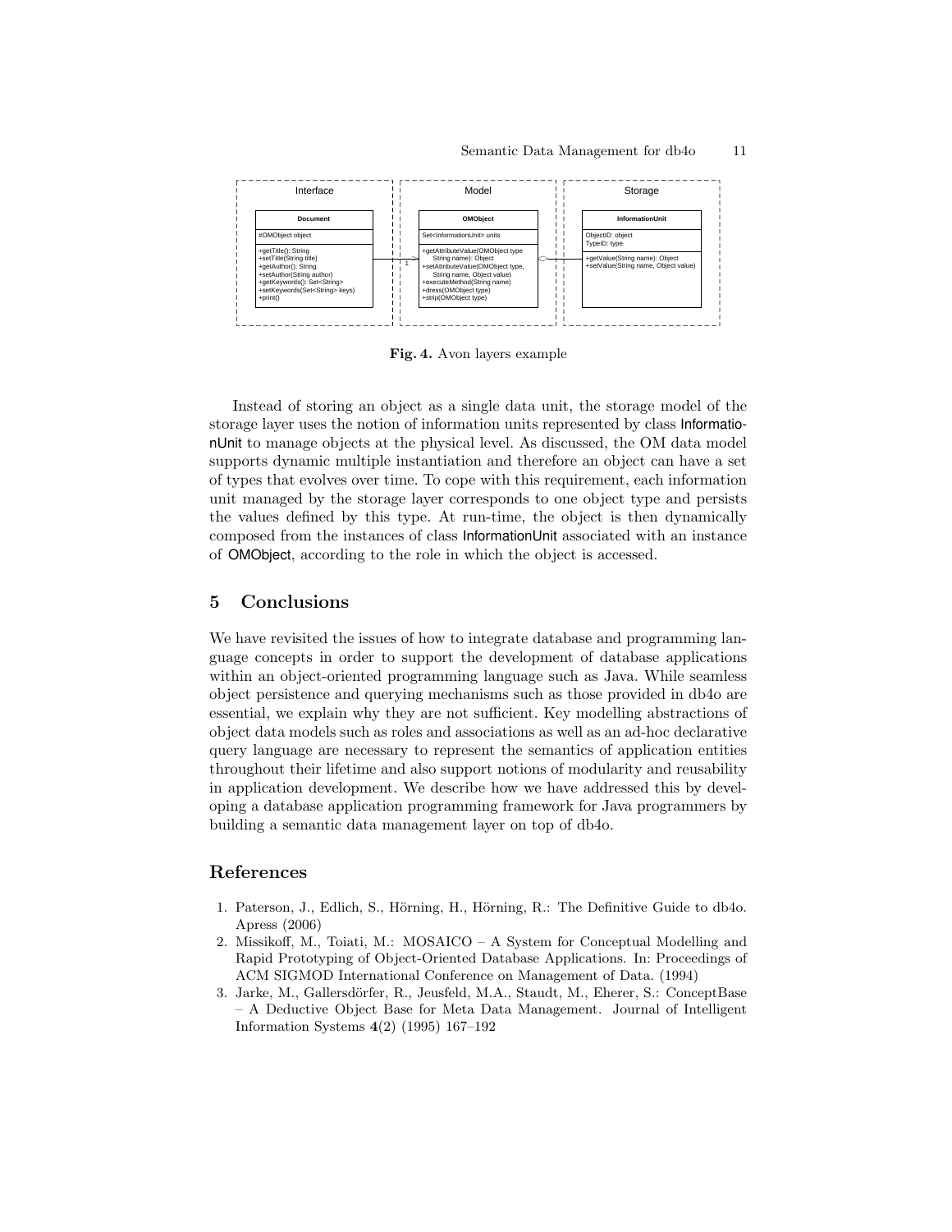Fig. 4. Avon layers example

Instead of storing an object as a single data unit, the storage model of the storage layer uses the notion of information units represented by class InformationUnit to manage objects at the physical level. As discussed, the OM data model supports dynamic multiple instantiation and therefore an object can have a set of types that evolves over time. To cope with this requirement, each information unit managed by the storage layer corresponds to one object type and persists the values defined by this type. At run-time, the object is then dynamically composed from the instances of class InformationUnit associated with an instance of OMObject, according to the role in which the object is accessed.

## 5 Conclusions

We have revisited the issues of how to integrate database and programming language concepts in order to support the development of database applications within an object-oriented programming language such as Java. While seamless object persistence and querying mechanisms such as those provided in db4o are essential, we explain why they are not sufficient. Key modelling abstractions of object data models such as roles and associations as well as an ad-hoc declarative query language are necessary to represent the semantics of application entities throughout their lifetime and also support notions of modularity and reusability in application development. We describe how we have addressed this by developing a database application programming framework for Java programmers by building a semantic data management layer on top of db4o.

## References

1. Paterson, J., Edlich, S., Hörning, H., Hörning, R.: The Definitive Guide to db4o. Apress (2006)
2. Missikoff, M., Toiati, M.: MOSAICO – A System for Conceptual Modelling and Rapid Prototyping of Object-Oriented Database Applications. In: Proceedings of ACM SIGMOD International Conference on Management of Data. (1994)
3. Jarke, M., Gallersdörfer, R., Jeusfeld, M.A., Staudt, M., Eherer, S.: ConceptBase – A Deductive Object Base for Meta Data Management. Journal of Intelligent Information Systems **4**(2) (1995) 167–192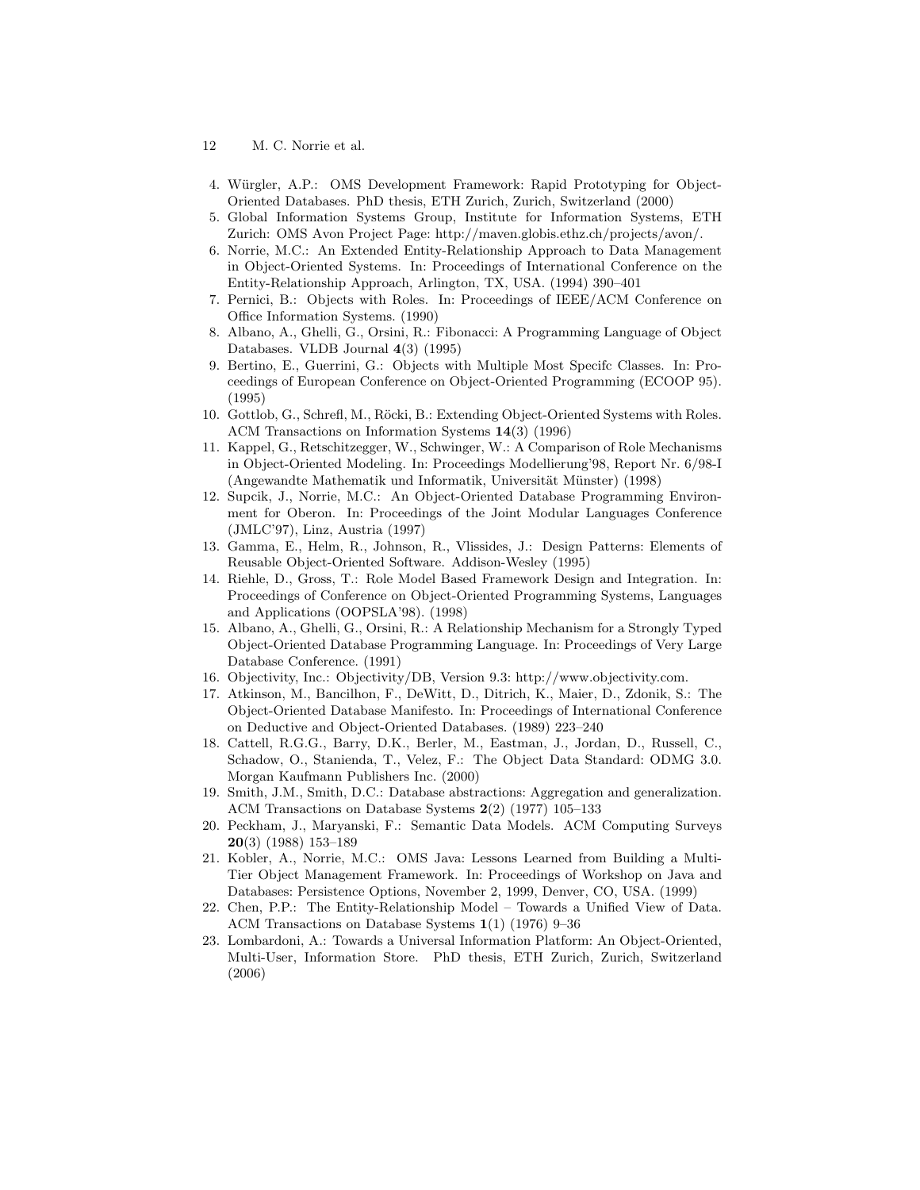4. Würgler, A.P.: OMS Development Framework: Rapid Prototyping for Object-Oriented Databases. PhD thesis, ETH Zurich, Zurich, Switzerland (2000)
5. Global Information Systems Group, Institute for Information Systems, ETH Zurich: OMS Avon Project Page: http://maven.globis.ethz.ch/projects/avon/.
6. Norrie, M.C.: An Extended Entity-Relationship Approach to Data Management in Object-Oriented Systems. In: Proceedings of International Conference on the Entity-Relationship Approach, Arlington, TX, USA. (1994) 390–401
7. Pernici, B.: Objects with Roles. In: Proceedings of IEEE/ACM Conference on Office Information Systems. (1990)
8. Albano, A., Ghelli, G., Orsini, R.: Fibonacci: A Programming Language of Object Databases. VLDB Journal **4**(3) (1995)
9. Bertino, E., Guerrini, G.: Objects with Multiple Most Specifc Classes. In: Proceedings of European Conference on Object-Oriented Programming (ECOOP 95). (1995)
10. Gottlob, G., Schrefl, M., Röcki, B.: Extending Object-Oriented Systems with Roles. ACM Transactions on Information Systems **14**(3) (1996)
11. Kappel, G., Retschitzegger, W., Schwinger, W.: A Comparison of Role Mechanisms in Object-Oriented Modeling. In: Proceedings Modellierung'98, Report Nr. 6/98-I (Angewandte Mathematik und Informatik, Universität Münster) (1998)
12. Supcik, J., Norrie, M.C.: An Object-Oriented Database Programming Environment for Oberon. In: Proceedings of the Joint Modular Languages Conference (JMLC'97), Linz, Austria (1997)
13. Gamma, E., Helm, R., Johnson, R., Vlissides, J.: Design Patterns: Elements of Reusable Object-Oriented Software. Addison-Wesley (1995)
14. Riehle, D., Gross, T.: Role Model Based Framework Design and Integration. In: Proceedings of Conference on Object-Oriented Programming Systems, Languages and Applications (OOPSLA'98). (1998)
15. Albano, A., Ghelli, G., Orsini, R.: A Relationship Mechanism for a Strongly Typed Object-Oriented Database Programming Language. In: Proceedings of Very Large Database Conference. (1991)
16. Objectivity, Inc.: Objectivity/DB, Version 9.3: http://www.objectivity.com.
17. Atkinson, M., Bancilhon, F., DeWitt, D., Ditrich, K., Maier, D., Zdonik, S.: The Object-Oriented Database Manifesto. In: Proceedings of International Conference on Deductive and Object-Oriented Databases. (1989) 223–240
18. Cattell, R.G.G., Barry, D.K., Berler, M., Eastman, J., Jordan, D., Russell, C., Schadow, O., Stanienda, T., Velez, F.: The Object Data Standard: ODMG 3.0. Morgan Kaufmann Publishers Inc. (2000)
19. Smith, J.M., Smith, D.C.: Database abstractions: Aggregation and generalization. ACM Transactions on Database Systems **2**(2) (1977) 105–133
20. Peckham, J., Maryanski, F.: Semantic Data Models. ACM Computing Surveys **20**(3) (1988) 153–189
21. Kobler, A., Norrie, M.C.: OMS Java: Lessons Learned from Building a Multi-Tier Object Management Framework. In: Proceedings of Workshop on Java and Databases: Persistence Options, November 2, 1999, Denver, CO, USA. (1999)
22. Chen, P.P.: The Entity-Relationship Model – Towards a Unified View of Data. ACM Transactions on Database Systems **1**(1) (1976) 9–36
23. Lombardoni, A.: Towards a Universal Information Platform: An Object-Oriented, Multi-User, Information Store. PhD thesis, ETH Zurich, Zurich, Switzerland (2006)